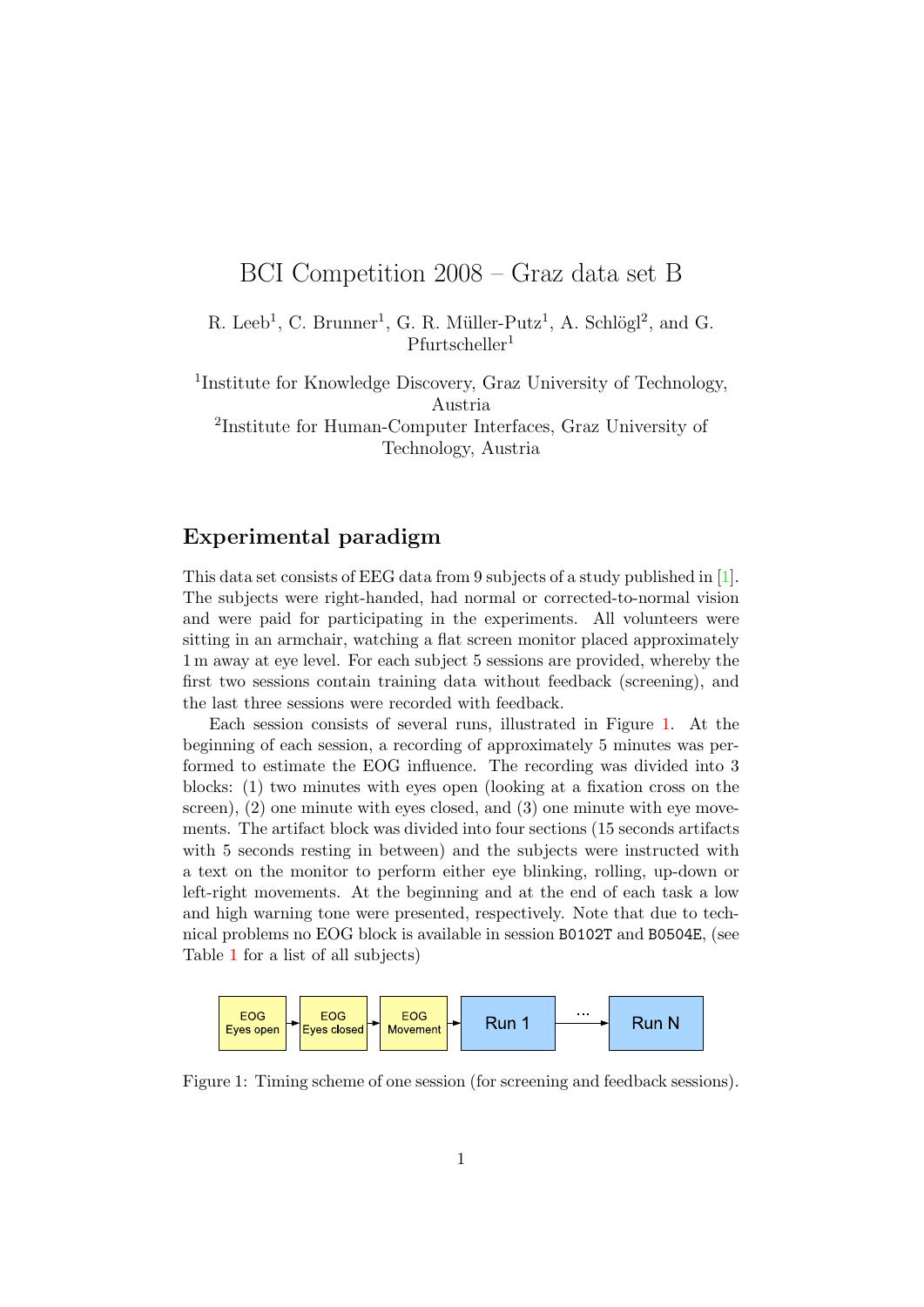# BCI Competition 2008 – Graz data set B

R. Leeb[1], C. Brunner[1], G. R. Müller-Putz[1], A. Schlögl[2], and G. Pfurtscheller[1]

[1]Institute for Knowledge Discovery, Graz University of Technology, Austria

[2]Institute for Human-Computer Interfaces, Graz University of Technology, Austria

## Experimental paradigm

This data set consists of EEG data from 9 subjects of a study published in [1]. The subjects were right-handed, had normal or corrected-to-normal vision and were paid for participating in the experiments. All volunteers were sitting in an armchair, watching a flat screen monitor placed approximately 1 m away at eye level. For each subject 5 sessions are provided, whereby the first two sessions contain training data without feedback (screening), and the last three sessions were recorded with feedback.

Each session consists of several runs, illustrated in Figure 1. At the beginning of each session, a recording of approximately 5 minutes was performed to estimate the EOG influence. The recording was divided into 3 blocks: (1) two minutes with eyes open (looking at a fixation cross on the screen), (2) one minute with eyes closed, and (3) one minute with eye movements. The artifact block was divided into four sections (15 seconds artifacts with 5 seconds resting in between) and the subjects were instructed with a text on the monitor to perform either eye blinking, rolling, up-down or left-right movements. At the beginning and at the end of each task a low and high warning tone were presented, respectively. Note that due to technical problems no EOG block is available in session B0102T and B0504E, (see Table 1 for a list of all subjects)

EOG Eyes open → EOG Eyes closed → EOG Movement → Run 1 → ... → Run N

Figure 1: Timing scheme of one session (for screening and feedback sessions).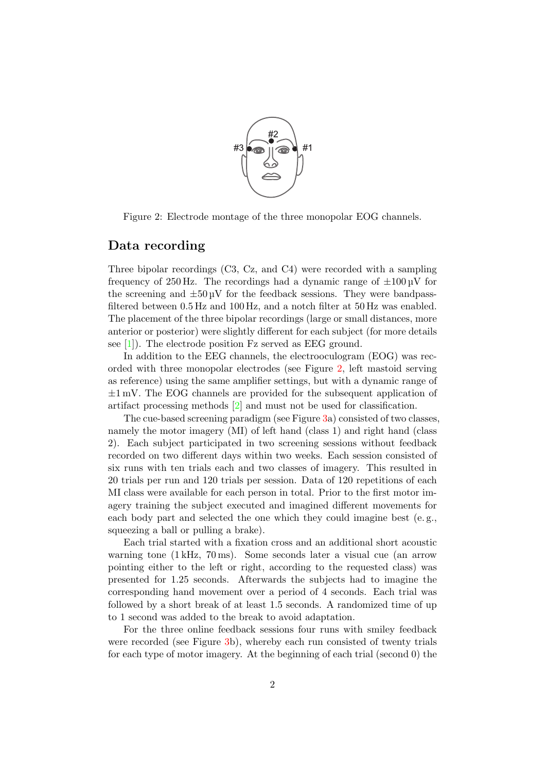Figure 2: Electrode montage of the three monopolar EOG channels.

## Data recording

Three bipolar recordings (C3, Cz, and C4) were recorded with a sampling frequency of 250 Hz. The recordings had a dynamic range of ±100 µV for the screening and ±50 µV for the feedback sessions. They were bandpass-filtered between 0.5 Hz and 100 Hz, and a notch filter at 50 Hz was enabled. The placement of the three bipolar recordings (large or small distances, more anterior or posterior) were slightly different for each subject (for more details see [1]). The electrode position Fz served as EEG ground.

In addition to the EEG channels, the electrooculogram (EOG) was recorded with three monopolar electrodes (see Figure 2, left mastoid serving as reference) using the same amplifier settings, but with a dynamic range of ±1 mV. The EOG channels are provided for the subsequent application of artifact processing methods [2] and must not be used for classification.

The cue-based screening paradigm (see Figure 3a) consisted of two classes, namely the motor imagery (MI) of left hand (class 1) and right hand (class 2). Each subject participated in two screening sessions without feedback recorded on two different days within two weeks. Each session consisted of six runs with ten trials each and two classes of imagery. This resulted in 20 trials per run and 120 trials per session. Data of 120 repetitions of each MI class were available for each person in total. Prior to the first motor imagery training the subject executed and imagined different movements for each body part and selected the one which they could imagine best (e. g., squeezing a ball or pulling a brake).

Each trial started with a fixation cross and an additional short acoustic warning tone (1 kHz, 70 ms). Some seconds later a visual cue (an arrow pointing either to the left or right, according to the requested class) was presented for 1.25 seconds. Afterwards the subjects had to imagine the corresponding hand movement over a period of 4 seconds. Each trial was followed by a short break of at least 1.5 seconds. A randomized time of up to 1 second was added to the break to avoid adaptation.

For the three online feedback sessions four runs with smiley feedback were recorded (see Figure 3b), whereby each run consisted of twenty trials for each type of motor imagery. At the beginning of each trial (second 0) the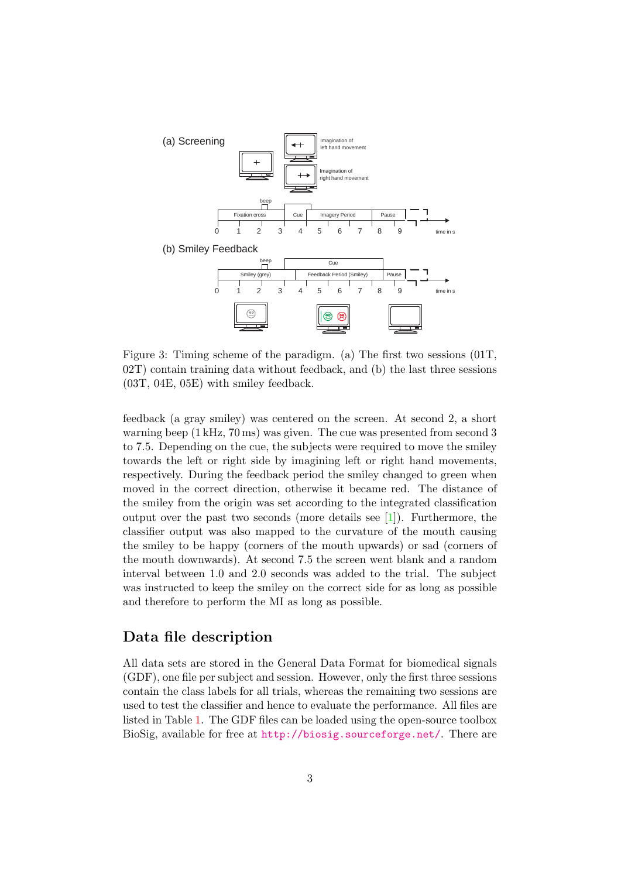Figure 3: Timing scheme of the paradigm. (a) The first two sessions (01T, 02T) contain training data without feedback, and (b) the last three sessions (03T, 04E, 05E) with smiley feedback.

feedback (a gray smiley) was centered on the screen. At second 2, a short warning beep (1 kHz, 70 ms) was given. The cue was presented from second 3 to 7.5. Depending on the cue, the subjects were required to move the smiley towards the left or right side by imagining left or right hand movements, respectively. During the feedback period the smiley changed to green when moved in the correct direction, otherwise it became red. The distance of the smiley from the origin was set according to the integrated classification output over the past two seconds (more details see [1]). Furthermore, the classifier output was also mapped to the curvature of the mouth causing the smiley to be happy (corners of the mouth upwards) or sad (corners of the mouth downwards). At second 7.5 the screen went blank and a random interval between 1.0 and 2.0 seconds was added to the trial. The subject was instructed to keep the smiley on the correct side for as long as possible and therefore to perform the MI as long as possible.

## Data file description

All data sets are stored in the General Data Format for biomedical signals (GDF), one file per subject and session. However, only the first three sessions contain the class labels for all trials, whereas the remaining two sessions are used to test the classifier and hence to evaluate the performance. All files are listed in Table 1. The GDF files can be loaded using the open-source toolbox BioSig, available for free at http://biosig.sourceforge.net/. There are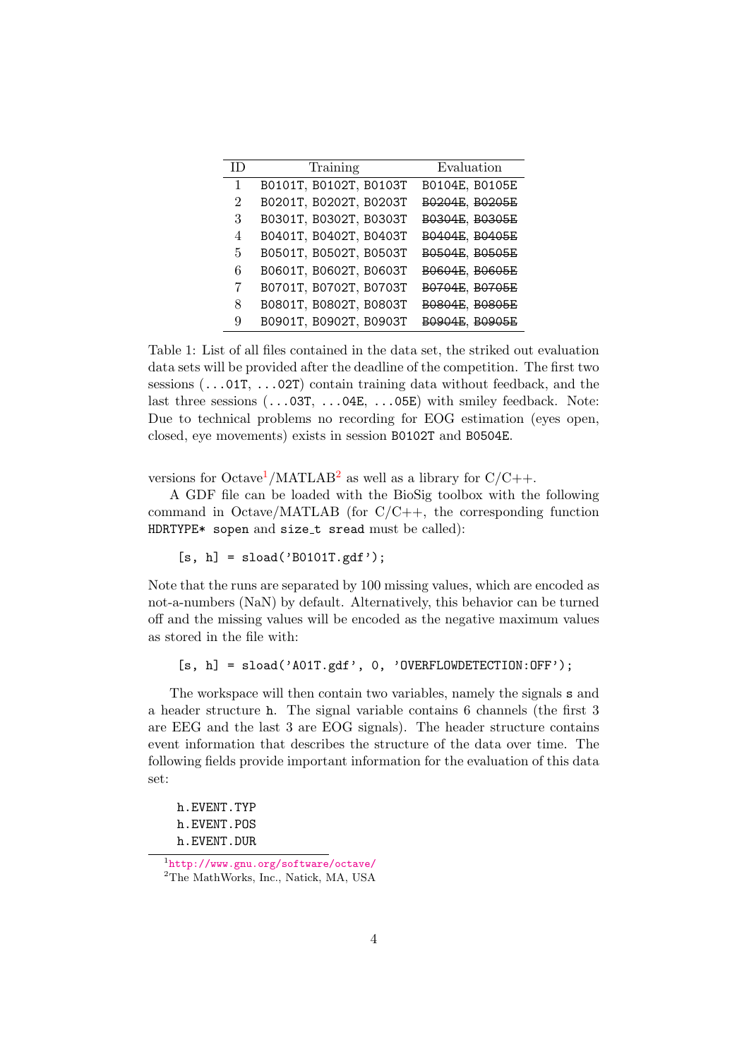| ID | Training | Evaluation |
|---|---|---|
| 1 | B0101T, B0102T, B0103T | B0104E, B0105E |
| 2 | B0201T, B0202T, B0203T | ~~B0204E~~, ~~B0205E~~ |
| 3 | B0301T, B0302T, B0303T | ~~B0304E~~, ~~B0305E~~ |
| 4 | B0401T, B0402T, B0403T | ~~B0404E~~, ~~B0405E~~ |
| 5 | B0501T, B0502T, B0503T | ~~B0504E~~, ~~B0505E~~ |
| 6 | B0601T, B0602T, B0603T | ~~B0604E~~, ~~B0605E~~ |
| 7 | B0701T, B0702T, B0703T | ~~B0704E~~, ~~B0705E~~ |
| 8 | B0801T, B0802T, B0803T | ~~B0804E~~, ~~B0805E~~ |
| 9 | B0901T, B0902T, B0903T | ~~B0904E~~, ~~B0905E~~ |

Table 1: List of all files contained in the data set, the striked out evaluation data sets will be provided after the deadline of the competition. The first two sessions (`...01T`, `...02T`) contain training data without feedback, and the last three sessions (`...03T`, `...04E`, `...05E`) with smiley feedback. Note: Due to technical problems no recording for EOG estimation (eyes open, closed, eye movements) exists in session `B0102T` and `B0504E`.

versions for Octave[1]/MATLAB[2] as well as a library for C/C++.

A GDF file can be loaded with the BioSig toolbox with the following command in Octave/MATLAB (for C/C++, the corresponding function `HDRTYPE* sopen` and `size_t sread` must be called):

```
[s, h] = sload('B0101T.gdf');
```

Note that the runs are separated by 100 missing values, which are encoded as not-a-numbers (NaN) by default. Alternatively, this behavior can be turned off and the missing values will be encoded as the negative maximum values as stored in the file with:

```
[s, h] = sload('A01T.gdf', 0, 'OVERFLOWDETECTION:OFF');
```

The workspace will then contain two variables, namely the signals `s` and a header structure `h`. The signal variable contains 6 channels (the first 3 are EEG and the last 3 are EOG signals). The header structure contains event information that describes the structure of the data over time. The following fields provide important information for the evaluation of this data set:

```
h.EVENT.TYP
h.EVENT.POS
h.EVENT.DUR
```

[1] http://www.gnu.org/software/octave/

[2] The MathWorks, Inc., Natick, MA, USA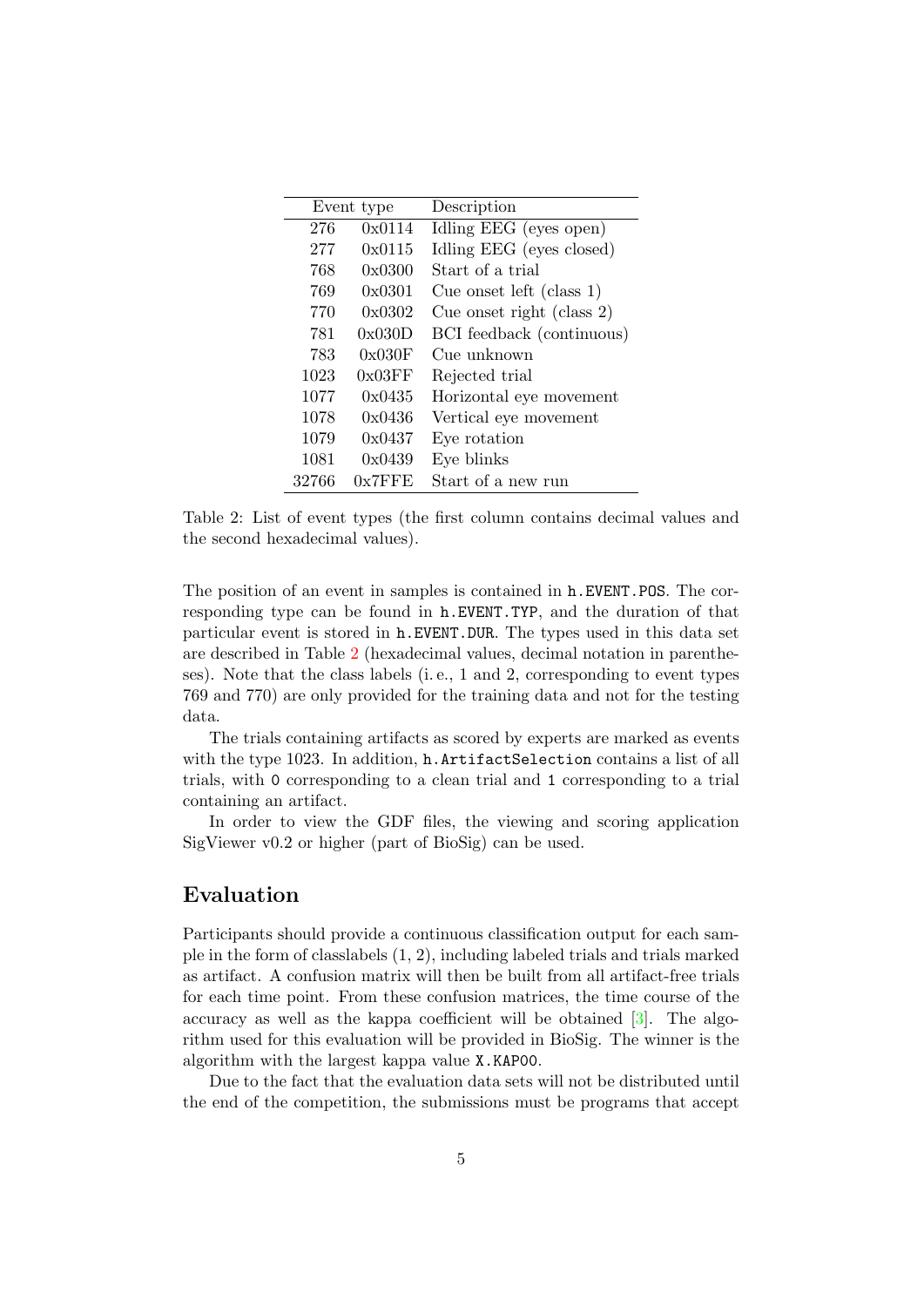| Event type | | Description |
|---|---|---|
| 276 | 0x0114 | Idling EEG (eyes open) |
| 277 | 0x0115 | Idling EEG (eyes closed) |
| 768 | 0x0300 | Start of a trial |
| 769 | 0x0301 | Cue onset left (class 1) |
| 770 | 0x0302 | Cue onset right (class 2) |
| 781 | 0x030D | BCI feedback (continuous) |
| 783 | 0x030F | Cue unknown |
| 1023 | 0x03FF | Rejected trial |
| 1077 | 0x0435 | Horizontal eye movement |
| 1078 | 0x0436 | Vertical eye movement |
| 1079 | 0x0437 | Eye rotation |
| 1081 | 0x0439 | Eye blinks |
| 32766 | 0x7FFE | Start of a new run |

Table 2: List of event types (the first column contains decimal values and the second hexadecimal values).

The position of an event in samples is contained in `h.EVENT.POS`. The corresponding type can be found in `h.EVENT.TYP`, and the duration of that particular event is stored in `h.EVENT.DUR`. The types used in this data set are described in Table 2 (hexadecimal values, decimal notation in parentheses). Note that the class labels (i. e., 1 and 2, corresponding to event types 769 and 770) are only provided for the training data and not for the testing data.

The trials containing artifacts as scored by experts are marked as events with the type 1023. In addition, `h.ArtifactSelection` contains a list of all trials, with `0` corresponding to a clean trial and `1` corresponding to a trial containing an artifact.

In order to view the GDF files, the viewing and scoring application SigViewer v0.2 or higher (part of BioSig) can be used.

## Evaluation

Participants should provide a continuous classification output for each sample in the form of classlabels (1, 2), including labeled trials and trials marked as artifact. A confusion matrix will then be built from all artifact-free trials for each time point. From these confusion matrices, the time course of the accuracy as well as the kappa coefficient will be obtained [3]. The algorithm used for this evaluation will be provided in BioSig. The winner is the algorithm with the largest kappa value `X.KAP00`.

Due to the fact that the evaluation data sets will not be distributed until the end of the competition, the submissions must be programs that accept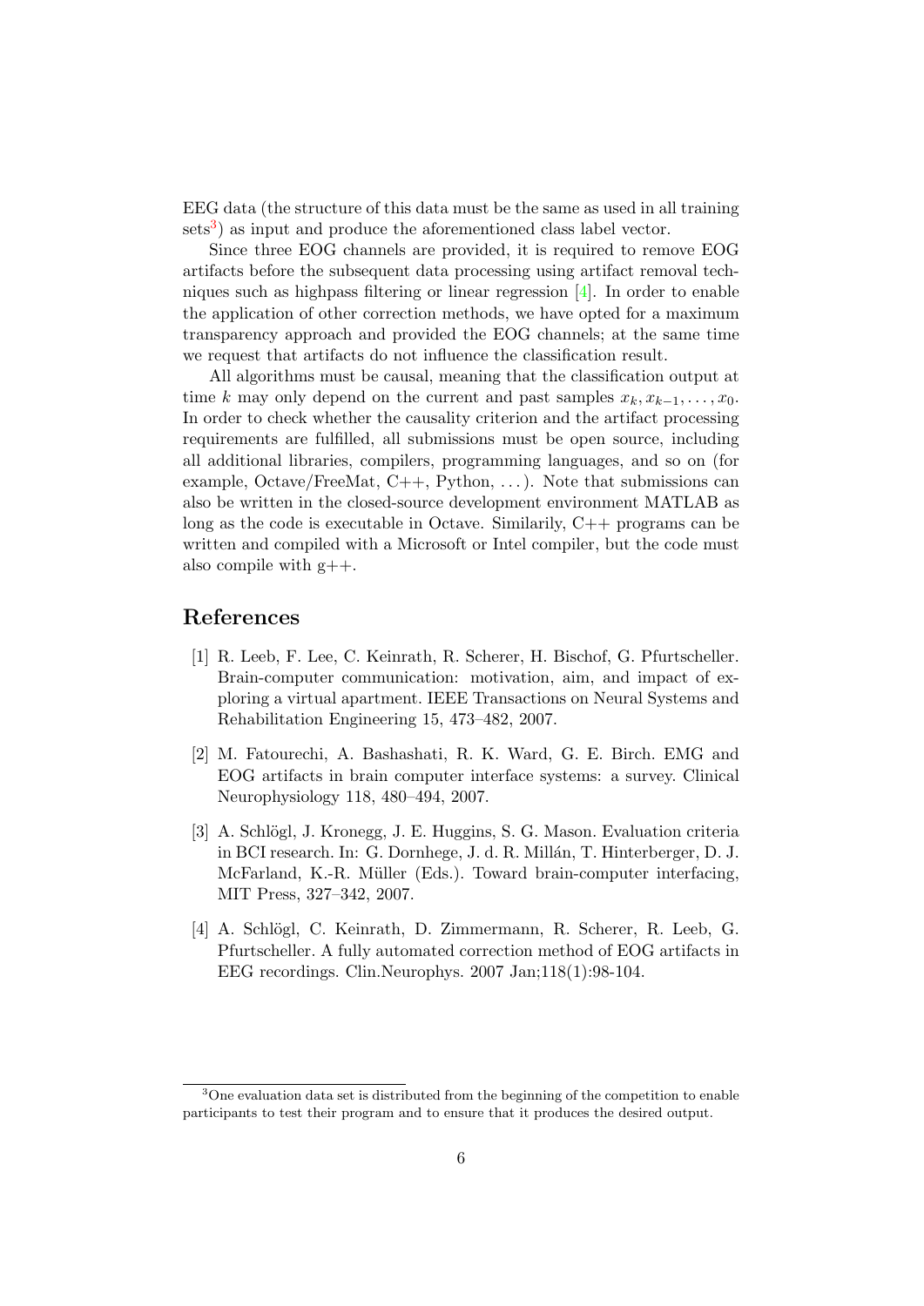EEG data (the structure of this data must be the same as used in all training sets[3]) as input and produce the aforementioned class label vector.

Since three EOG channels are provided, it is required to remove EOG artifacts before the subsequent data processing using artifact removal techniques such as highpass filtering or linear regression [4]. In order to enable the application of other correction methods, we have opted for a maximum transparency approach and provided the EOG channels; at the same time we request that artifacts do not influence the classification result.

All algorithms must be causal, meaning that the classification output at time $k$ may only depend on the current and past samples $x_k, x_{k-1}, \ldots, x_0$. In order to check whether the causality criterion and the artifact processing requirements are fulfilled, all submissions must be open source, including all additional libraries, compilers, programming languages, and so on (for example, Octave/FreeMat, C++, Python, ...). Note that submissions can also be written in the closed-source development environment MATLAB as long as the code is executable in Octave. Similarily, C++ programs can be written and compiled with a Microsoft or Intel compiler, but the code must also compile with g++.

## References

[1] R. Leeb, F. Lee, C. Keinrath, R. Scherer, H. Bischof, G. Pfurtscheller. Brain-computer communication: motivation, aim, and impact of exploring a virtual apartment. IEEE Transactions on Neural Systems and Rehabilitation Engineering 15, 473–482, 2007.

[2] M. Fatourechi, A. Bashashati, R. K. Ward, G. E. Birch. EMG and EOG artifacts in brain computer interface systems: a survey. Clinical Neurophysiology 118, 480–494, 2007.

[3] A. Schlögl, J. Kronegg, J. E. Huggins, S. G. Mason. Evaluation criteria in BCI research. In: G. Dornhege, J. d. R. Millán, T. Hinterberger, D. J. McFarland, K.-R. Müller (Eds.). Toward brain-computer interfacing, MIT Press, 327–342, 2007.

[4] A. Schlögl, C. Keinrath, D. Zimmermann, R. Scherer, R. Leeb, G. Pfurtscheller. A fully automated correction method of EOG artifacts in EEG recordings. Clin.Neurophys. 2007 Jan;118(1):98-104.

[3] One evaluation data set is distributed from the beginning of the competition to enable participants to test their program and to ensure that it produces the desired output.